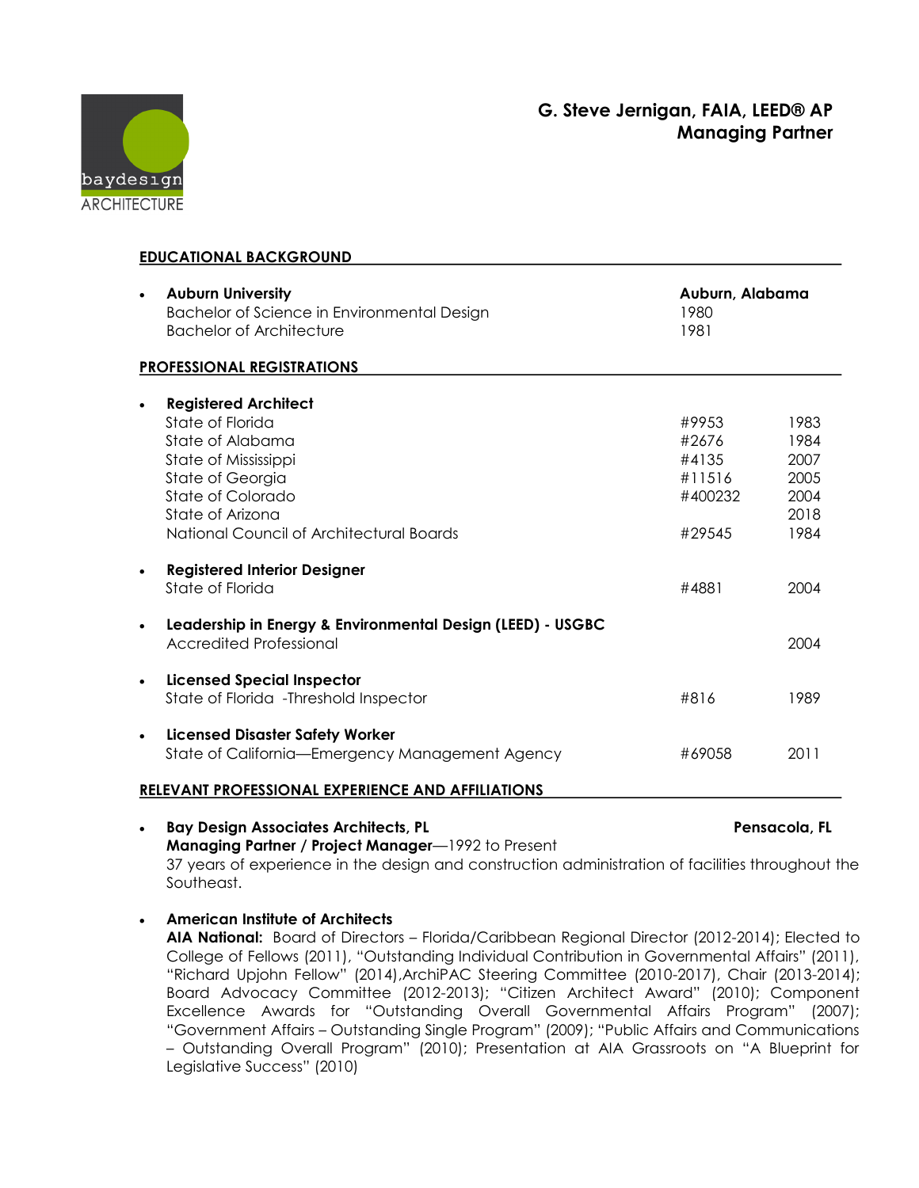baydesign ARCHITECTURE

# G. Steve Jernigan, FAIA, LEED® AP
## Managing Partner

## EDUCATIONAL BACKGROUND

- **Auburn University** — **Auburn, Alabama**
  - Bachelor of Science in Environmental Design — 1980
  - Bachelor of Architecture — 1981

## PROFESSIONAL REGISTRATIONS

- **Registered Architect**

| | | |
|---|---|---|
| State of Florida | #9953 | 1983 |
| State of Alabama | #2676 | 1984 |
| State of Mississippi | #4135 | 2007 |
| State of Georgia | #11516 | 2005 |
| State of Colorado | #400232 | 2004 |
| State of Arizona | | 2018 |
| National Council of Architectural Boards | #29545 | 1984 |

- **Registered Interior Designer**
  State of Florida — #4881 — 2004

- **Leadership in Energy & Environmental Design (LEED) - USGBC**
  Accredited Professional — 2004

- **Licensed Special Inspector**
  State of Florida -Threshold Inspector — #816 — 1989

- **Licensed Disaster Safety Worker**
  State of California—Emergency Management Agency — #69058 — 2011

## RELEVANT PROFESSIONAL EXPERIENCE AND AFFILIATIONS

- **Bay Design Associates Architects, PL** — **Pensacola, FL**
  **Managing Partner / Project Manager**—1992 to Present
  37 years of experience in the design and construction administration of facilities throughout the Southeast.

- **American Institute of Architects**
  **AIA National:** Board of Directors – Florida/Caribbean Regional Director (2012-2014); Elected to College of Fellows (2011), "Outstanding Individual Contribution in Governmental Affairs" (2011), "Richard Upjohn Fellow" (2014),ArchiPAC Steering Committee (2010-2017), Chair (2013-2014); Board Advocacy Committee (2012-2013); "Citizen Architect Award" (2010); Component Excellence Awards for "Outstanding Overall Governmental Affairs Program" (2007); "Government Affairs – Outstanding Single Program" (2009); "Public Affairs and Communications – Outstanding Overall Program" (2010); Presentation at AIA Grassroots on "A Blueprint for Legislative Success" (2010)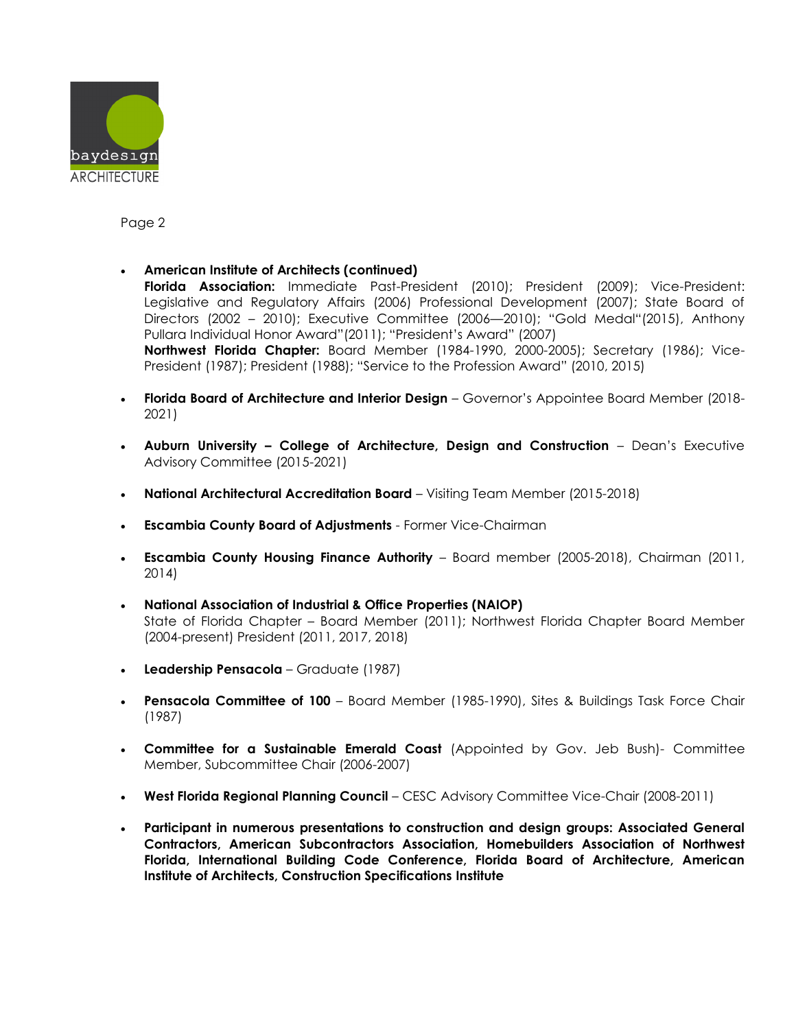- **American Institute of Architects (continued)**
  **Florida Association:** Immediate Past-President (2010); President (2009); Vice-President: Legislative and Regulatory Affairs (2006) Professional Development (2007); State Board of Directors (2002 – 2010); Executive Committee (2006—2010); "Gold Medal"(2015), Anthony Pullara Individual Honor Award"(2011); "President's Award" (2007)
  **Northwest Florida Chapter:** Board Member (1984-1990, 2000-2005); Secretary (1986); Vice-President (1987); President (1988); "Service to the Profession Award" (2010, 2015)

- **Florida Board of Architecture and Interior Design** – Governor's Appointee Board Member (2018-2021)

- **Auburn University – College of Architecture, Design and Construction** – Dean's Executive Advisory Committee (2015-2021)

- **National Architectural Accreditation Board** – Visiting Team Member (2015-2018)

- **Escambia County Board of Adjustments** - Former Vice-Chairman

- **Escambia County Housing Finance Authority** – Board member (2005-2018), Chairman (2011, 2014)

- **National Association of Industrial & Office Properties (NAIOP)**
  State of Florida Chapter – Board Member (2011); Northwest Florida Chapter Board Member (2004-present) President (2011, 2017, 2018)

- **Leadership Pensacola** – Graduate (1987)

- **Pensacola Committee of 100** – Board Member (1985-1990), Sites & Buildings Task Force Chair (1987)

- **Committee for a Sustainable Emerald Coast** (Appointed by Gov. Jeb Bush)- Committee Member, Subcommittee Chair (2006-2007)

- **West Florida Regional Planning Council** – CESC Advisory Committee Vice-Chair (2008-2011)

- **Participant in numerous presentations to construction and design groups: Associated General Contractors, American Subcontractors Association, Homebuilders Association of Northwest Florida, International Building Code Conference, Florida Board of Architecture, American Institute of Architects, Construction Specifications Institute**